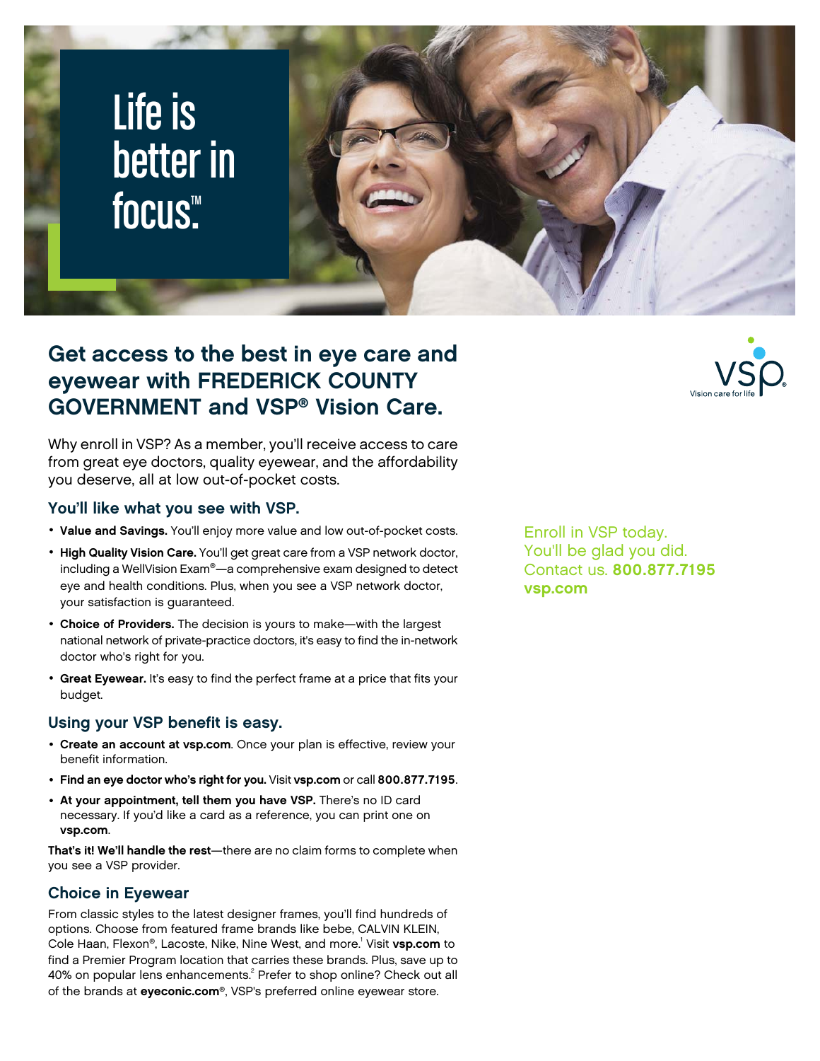Life is better in focus.™

# Get access to the best in eye care and eyewear with FREDERICK COUNTY GOVERNMENT and VSP® Vision Care.

Why enroll in VSP? As a member, you'll receive access to care from great eye doctors, quality eyewear, and the affordability you deserve, all at low out-of-pocket costs.

## You'll like what you see with VSP.

- **Value and Savings.** You'll enjoy more value and low out-of-pocket costs.
- **High Quality Vision Care.** You'll get great care from a VSP network doctor, including a WellVision Exam®—a comprehensive exam designed to detect eye and health conditions. Plus, when you see a VSP network doctor, your satisfaction is guaranteed.
- **Choice of Providers.** The decision is yours to make—with the largest national network of private-practice doctors, it's easy to find the in-network doctor who's right for you.
- **Great Eyewear.** It's easy to find the perfect frame at a price that fits your budget.

## Using your VSP benefit is easy.

- **Create an account at vsp.com**. Once your plan is effective, review your benefit information.
- **Find an eye doctor who's right for you.** Visit **vsp.com** or call **800.877.7195**.
- **At your appointment, tell them you have VSP.** There's no ID card necessary. If you'd like a card as a reference, you can print one on **vsp.com**.

**That's it! We'll handle the rest**—there are no claim forms to complete when you see a VSP provider.

## Choice in Eyewear

From classic styles to the latest designer frames, you'll find hundreds of options. Choose from featured frame brands like bebe, CALVIN KLEIN, Cole Haan, Flexon®, Lacoste, Nike, Nine West, and more.[1] Visit **vsp.com** to find a Premier Program location that carries these brands. Plus, save up to 40% on popular lens enhancements.[2] Prefer to shop online? Check out all of the brands at **eyeconic.com**®, VSP's preferred online eyewear store.

VSP® Vision care for life

Enroll in VSP today.
You'll be glad you did.
Contact us. **800.877.7195**
**vsp.com**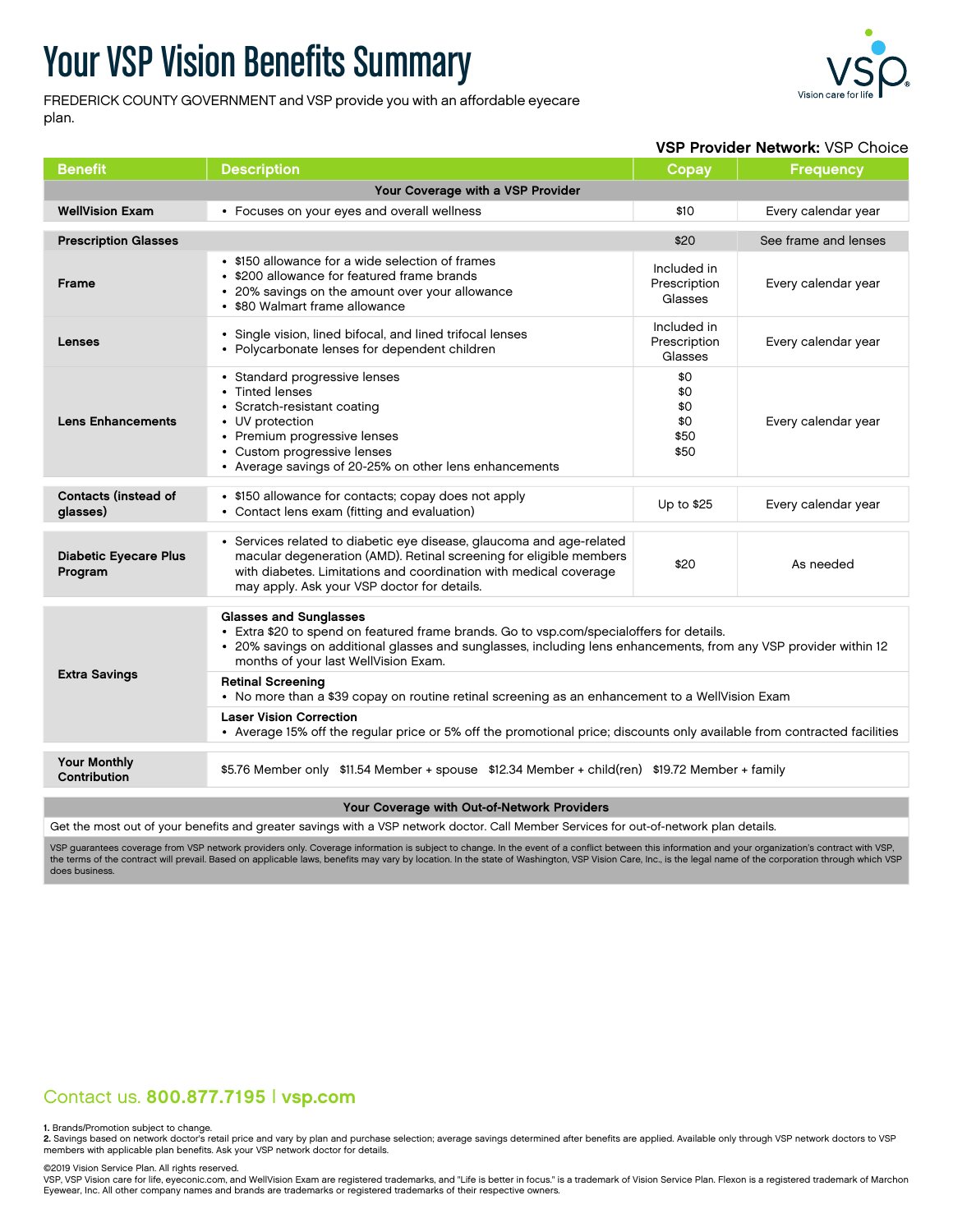# Your VSP Vision Benefits Summary

FREDERICK COUNTY GOVERNMENT and VSP provide you with an affordable eyecare plan.

**VSP Provider Network:** VSP Choice

| Benefit | Description | Copay | Frequency |
|---|---|---|---|
| **Your Coverage with a VSP Provider** | | | |
| **WellVision Exam** | • Focuses on your eyes and overall wellness | $10 | Every calendar year |
| **Prescription Glasses** | | $20 | See frame and lenses |
| **Frame** | • $150 allowance for a wide selection of frames<br>• $200 allowance for featured frame brands<br>• 20% savings on the amount over your allowance<br>• $80 Walmart frame allowance | Included in Prescription Glasses | Every calendar year |
| **Lenses** | • Single vision, lined bifocal, and lined trifocal lenses<br>• Polycarbonate lenses for dependent children | Included in Prescription Glasses | Every calendar year |
| **Lens Enhancements** | • Standard progressive lenses<br>• Tinted lenses<br>• Scratch-resistant coating<br>• UV protection<br>• Premium progressive lenses<br>• Custom progressive lenses<br>• Average savings of 20-25% on other lens enhancements | $0<br>$0<br>$0<br>$0<br>$50<br>$50 | Every calendar year |
| **Contacts (instead of glasses)** | • $150 allowance for contacts; copay does not apply<br>• Contact lens exam (fitting and evaluation) | Up to $25 | Every calendar year |
| **Diabetic Eyecare Plus Program** | • Services related to diabetic eye disease, glaucoma and age-related macular degeneration (AMD). Retinal screening for eligible members with diabetes. Limitations and coordination with medical coverage may apply. Ask your VSP doctor for details. | $20 | As needed |
| **Extra Savings** | **Glasses and Sunglasses**<br>• Extra $20 to spend on featured frame brands. Go to vsp.com/specialoffers for details.<br>• 20% savings on additional glasses and sunglasses, including lens enhancements, from any VSP provider within 12 months of your last WellVision Exam.<br>**Retinal Screening**<br>• No more than a $39 copay on routine retinal screening as an enhancement to a WellVision Exam<br>**Laser Vision Correction**<br>• Average 15% off the regular price or 5% off the promotional price; discounts only available from contracted facilities | | |
| **Your Monthly Contribution** | $5.76 Member only $11.54 Member + spouse $12.34 Member + child(ren) $19.72 Member + family | | |
| **Your Coverage with Out-of-Network Providers** | | | |
| Get the most out of your benefits and greater savings with a VSP network doctor. Call Member Services for out-of-network plan details. | | | |

VSP guarantees coverage from VSP network providers only. Coverage information is subject to change. In the event of a conflict between this information and your organization's contract with VSP, the terms of the contract will prevail. Based on applicable laws, benefits may vary by location. In the state of Washington, VSP Vision Care, Inc., is the legal name of the corporation through which VSP does business.

Contact us. **800.877.7195** | **vsp.com**

1. Brands/Promotion subject to change.
2. Savings based on network doctor's retail price and vary by plan and purchase selection; average savings determined after benefits are applied. Available only through VSP network doctors to VSP members with applicable plan benefits. Ask your VSP network doctor for details.

©2019 Vision Service Plan. All rights reserved.
VSP, VSP Vision care for life, eyeconic.com, and WellVision Exam are registered trademarks, and "Life is better in focus." is a trademark of Vision Service Plan. Flexon is a registered trademark of Marchon Eyewear, Inc. All other company names and brands are trademarks or registered trademarks of their respective owners.